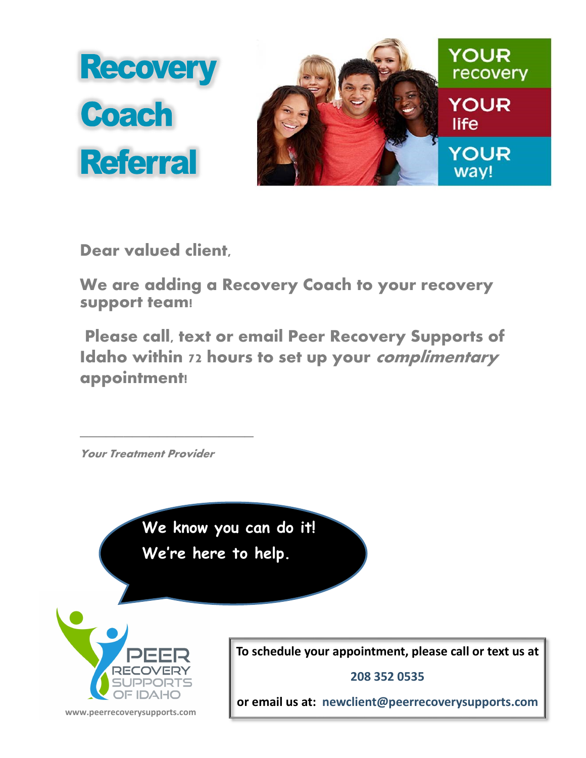# Recovery Coach Referral

YOUR recovery

YOUR life

YOUR way!

**Dear valued client,**

**We are adding a Recovery Coach to your recovery support team!**

**Please call, text or email Peer Recovery Supports of Idaho within 72 hours to set up your *complimentary* appointment!**

\_\_\_\_\_\_\_\_\_\_\_\_\_\_\_\_\_\_\_\_\_\_\_\_\_\_\_\_

***Your Treatment Provider***

We know you can do it!

We're here to help.

PEER RECOVERY SUPPORTS OF IDAHO

www.peerrecoverysupports.com

**To schedule your appointment, please call or text us at**

**208 352 0535**

**or email us at: newclient@peerrecoverysupports.com**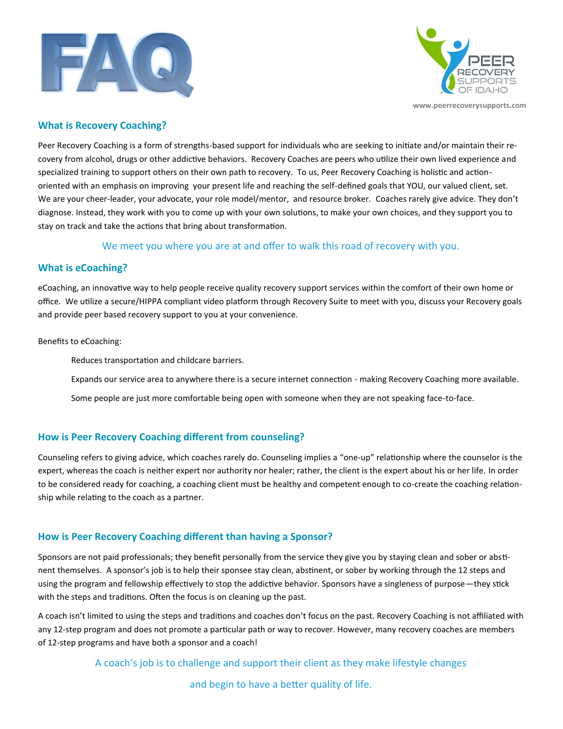# FAQ

PEER RECOVERY SUPPORTS OF IDAHO

www.peerrecoverysupports.com

## What is Recovery Coaching?

Peer Recovery Coaching is a form of strengths-based support for individuals who are seeking to initiate and/or maintain their recovery from alcohol, drugs or other addictive behaviors. Recovery Coaches are peers who utilize their own lived experience and specialized training to support others on their own path to recovery. To us, Peer Recovery Coaching is holistic and action-oriented with an emphasis on improving your present life and reaching the self-defined goals that YOU, our valued client, set. We are your cheer-leader, your advocate, your role model/mentor, and resource broker. Coaches rarely give advice. They don't diagnose. Instead, they work with you to come up with your own solutions, to make your own choices, and they support you to stay on track and take the actions that bring about transformation.

We meet you where you are at and offer to walk this road of recovery with you.

## What is eCoaching?

eCoaching, an innovative way to help people receive quality recovery support services within the comfort of their own home or office. We utilize a secure/HIPPA compliant video platform through Recovery Suite to meet with you, discuss your Recovery goals and provide peer based recovery support to you at your convenience.

Benefits to eCoaching:

- Reduces transportation and childcare barriers.
- Expands our service area to anywhere there is a secure internet connection - making Recovery Coaching more available.
- Some people are just more comfortable being open with someone when they are not speaking face-to-face.

## How is Peer Recovery Coaching different from counseling?

Counseling refers to giving advice, which coaches rarely do. Counseling implies a "one-up" relationship where the counselor is the expert, whereas the coach is neither expert nor authority nor healer; rather, the client is the expert about his or her life. In order to be considered ready for coaching, a coaching client must be healthy and competent enough to co-create the coaching relationship while relating to the coach as a partner.

## How is Peer Recovery Coaching different than having a Sponsor?

Sponsors are not paid professionals; they benefit personally from the service they give you by staying clean and sober or abstinent themselves. A sponsor's job is to help their sponsee stay clean, abstinent, or sober by working through the 12 steps and using the program and fellowship effectively to stop the addictive behavior. Sponsors have a singleness of purpose—they stick with the steps and traditions. Often the focus is on cleaning up the past.

A coach isn't limited to using the steps and traditions and coaches don't focus on the past. Recovery Coaching is not affiliated with any 12-step program and does not promote a particular path or way to recover. However, many recovery coaches are members of 12-step programs and have both a sponsor and a coach!

A coach's job is to challenge and support their client as they make lifestyle changes and begin to have a better quality of life.